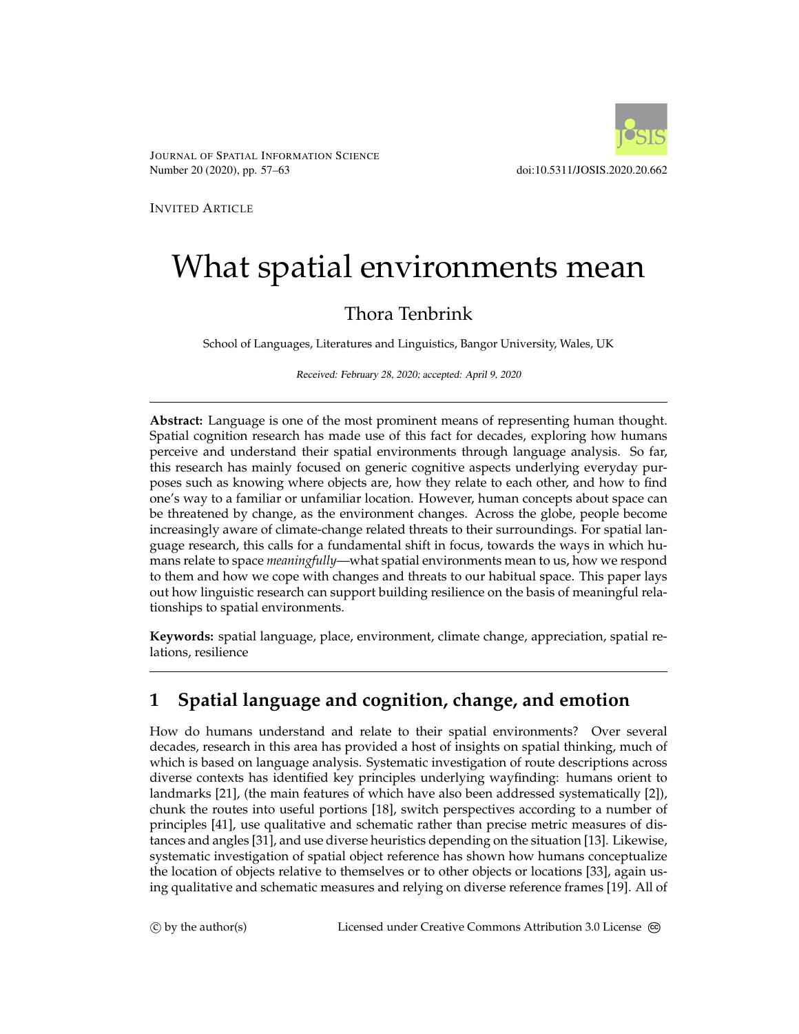Journal of Spatial Information Science
Number 20 (2020), pp. 57–63

doi:10.5311/JOSIS.2020.20.662

Invited Article

# What spatial environments mean

Thora Tenbrink

School of Languages, Literatures and Linguistics, Bangor University, Wales, UK

*Received: February 28, 2020; accepted: April 9, 2020*

---

**Abstract:** Language is one of the most prominent means of representing human thought. Spatial cognition research has made use of this fact for decades, exploring how humans perceive and understand their spatial environments through language analysis. So far, this research has mainly focused on generic cognitive aspects underlying everyday purposes such as knowing where objects are, how they relate to each other, and how to find one's way to a familiar or unfamiliar location. However, human concepts about space can be threatened by change, as the environment changes. Across the globe, people become increasingly aware of climate-change related threats to their surroundings. For spatial language research, this calls for a fundamental shift in focus, towards the ways in which humans relate to space *meaningfully*—what spatial environments mean to us, how we respond to them and how we cope with changes and threats to our habitual space. This paper lays out how linguistic research can support building resilience on the basis of meaningful relationships to spatial environments.

**Keywords:** spatial language, place, environment, climate change, appreciation, spatial relations, resilience

---

## 1 Spatial language and cognition, change, and emotion

How do humans understand and relate to their spatial environments? Over several decades, research in this area has provided a host of insights on spatial thinking, much of which is based on language analysis. Systematic investigation of route descriptions across diverse contexts has identified key principles underlying wayfinding: humans orient to landmarks [21], (the main features of which have also been addressed systematically [2]), chunk the routes into useful portions [18], switch perspectives according to a number of principles [41], use qualitative and schematic rather than precise metric measures of distances and angles [31], and use diverse heuristics depending on the situation [13]. Likewise, systematic investigation of spatial object reference has shown how humans conceptualize the location of objects relative to themselves or to other objects or locations [33], again using qualitative and schematic measures and relying on diverse reference frames [19]. All of

© by the author(s) Licensed under Creative Commons Attribution 3.0 License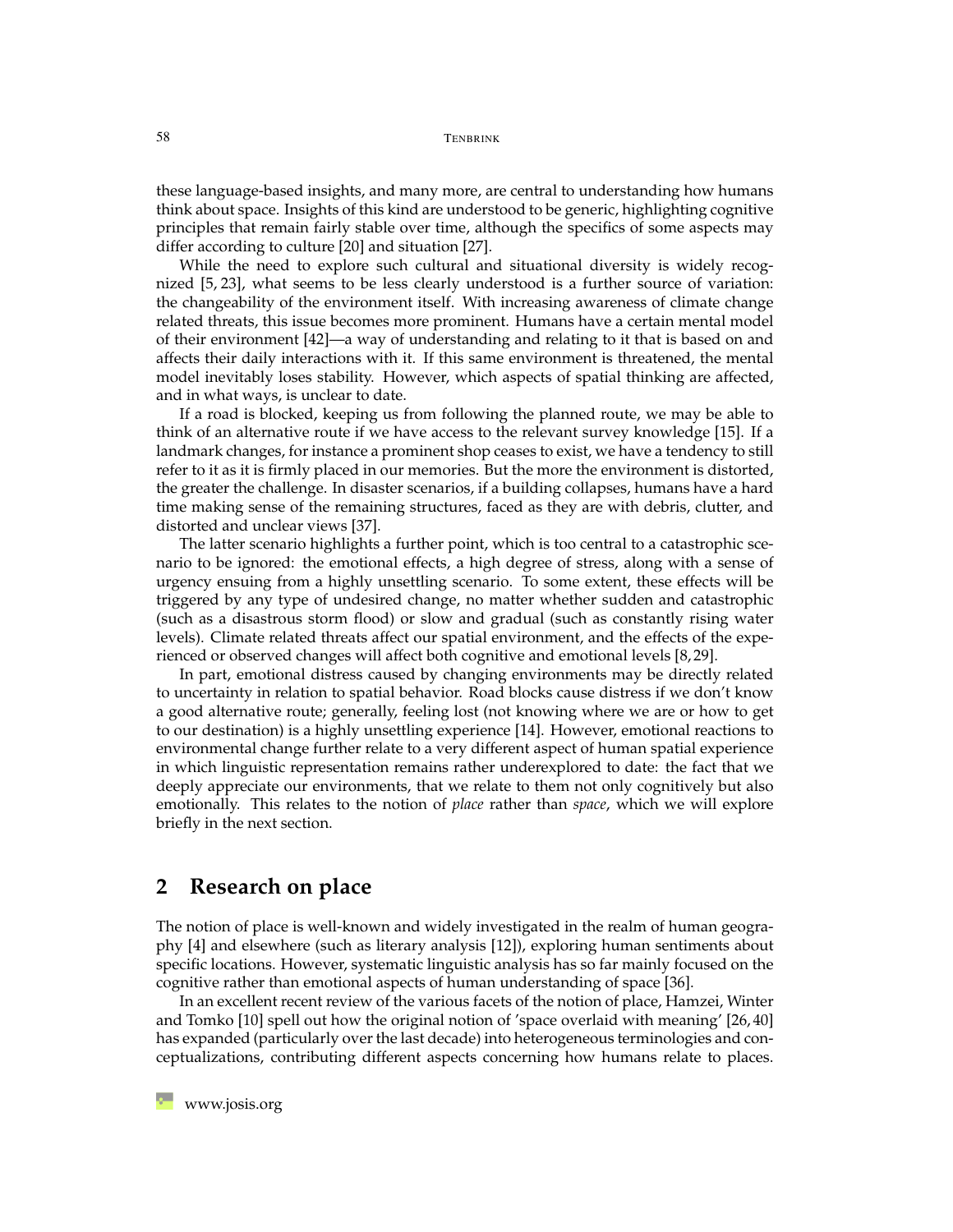these language-based insights, and many more, are central to understanding how humans think about space. Insights of this kind are understood to be generic, highlighting cognitive principles that remain fairly stable over time, although the specifics of some aspects may differ according to culture [20] and situation [27].

While the need to explore such cultural and situational diversity is widely recognized [5, 23], what seems to be less clearly understood is a further source of variation: the changeability of the environment itself. With increasing awareness of climate change related threats, this issue becomes more prominent. Humans have a certain mental model of their environment [42]—a way of understanding and relating to it that is based on and affects their daily interactions with it. If this same environment is threatened, the mental model inevitably loses stability. However, which aspects of spatial thinking are affected, and in what ways, is unclear to date.

If a road is blocked, keeping us from following the planned route, we may be able to think of an alternative route if we have access to the relevant survey knowledge [15]. If a landmark changes, for instance a prominent shop ceases to exist, we have a tendency to still refer to it as it is firmly placed in our memories. But the more the environment is distorted, the greater the challenge. In disaster scenarios, if a building collapses, humans have a hard time making sense of the remaining structures, faced as they are with debris, clutter, and distorted and unclear views [37].

The latter scenario highlights a further point, which is too central to a catastrophic scenario to be ignored: the emotional effects, a high degree of stress, along with a sense of urgency ensuing from a highly unsettling scenario. To some extent, these effects will be triggered by any type of undesired change, no matter whether sudden and catastrophic (such as a disastrous storm flood) or slow and gradual (such as constantly rising water levels). Climate related threats affect our spatial environment, and the effects of the experienced or observed changes will affect both cognitive and emotional levels [8, 29].

In part, emotional distress caused by changing environments may be directly related to uncertainty in relation to spatial behavior. Road blocks cause distress if we don't know a good alternative route; generally, feeling lost (not knowing where we are or how to get to our destination) is a highly unsettling experience [14]. However, emotional reactions to environmental change further relate to a very different aspect of human spatial experience in which linguistic representation remains rather underexplored to date: the fact that we deeply appreciate our environments, that we relate to them not only cognitively but also emotionally. This relates to the notion of *place* rather than *space*, which we will explore briefly in the next section.

## 2 Research on place

The notion of place is well-known and widely investigated in the realm of human geography [4] and elsewhere (such as literary analysis [12]), exploring human sentiments about specific locations. However, systematic linguistic analysis has so far mainly focused on the cognitive rather than emotional aspects of human understanding of space [36].

In an excellent recent review of the various facets of the notion of place, Hamzei, Winter and Tomko [10] spell out how the original notion of 'space overlaid with meaning' [26, 40] has expanded (particularly over the last decade) into heterogeneous terminologies and conceptualizations, contributing different aspects concerning how humans relate to places.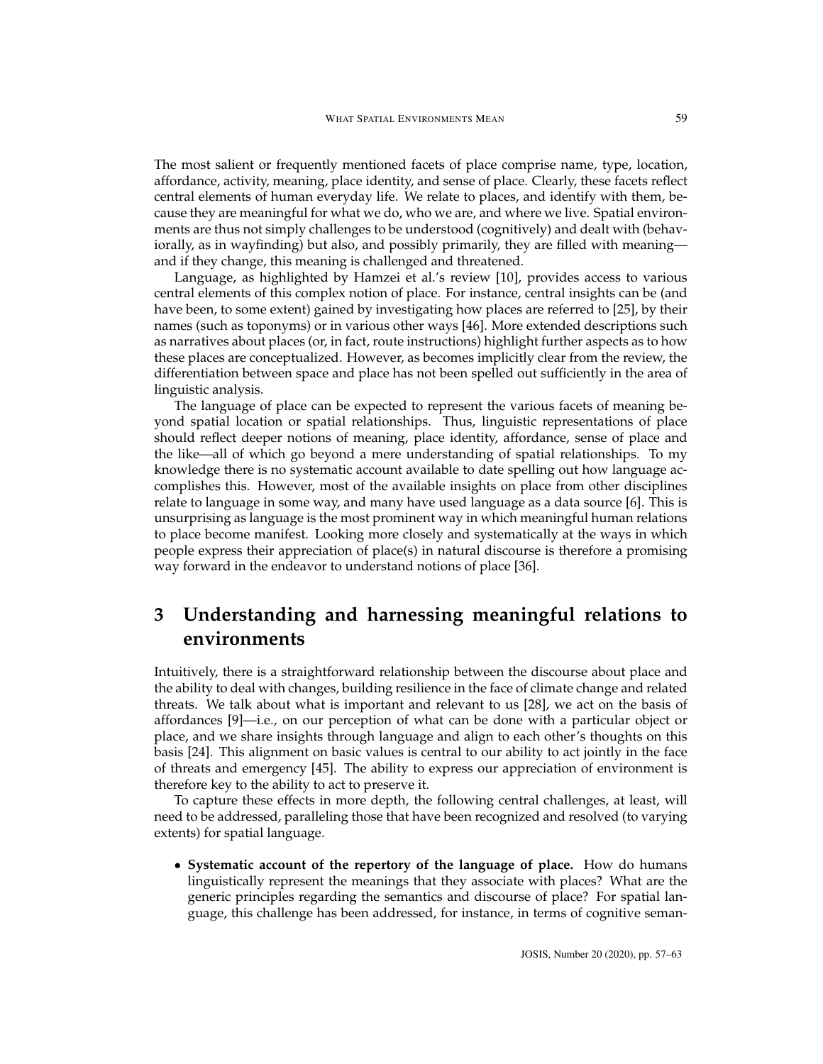The most salient or frequently mentioned facets of place comprise name, type, location, affordance, activity, meaning, place identity, and sense of place. Clearly, these facets reflect central elements of human everyday life. We relate to places, and identify with them, because they are meaningful for what we do, who we are, and where we live. Spatial environments are thus not simply challenges to be understood (cognitively) and dealt with (behaviorally, as in wayfinding) but also, and possibly primarily, they are filled with meaning—and if they change, this meaning is challenged and threatened.

Language, as highlighted by Hamzei et al.'s review [10], provides access to various central elements of this complex notion of place. For instance, central insights can be (and have been, to some extent) gained by investigating how places are referred to [25], by their names (such as toponyms) or in various other ways [46]. More extended descriptions such as narratives about places (or, in fact, route instructions) highlight further aspects as to how these places are conceptualized. However, as becomes implicitly clear from the review, the differentiation between space and place has not been spelled out sufficiently in the area of linguistic analysis.

The language of place can be expected to represent the various facets of meaning beyond spatial location or spatial relationships. Thus, linguistic representations of place should reflect deeper notions of meaning, place identity, affordance, sense of place and the like—all of which go beyond a mere understanding of spatial relationships. To my knowledge there is no systematic account available to date spelling out how language accomplishes this. However, most of the available insights on place from other disciplines relate to language in some way, and many have used language as a data source [6]. This is unsurprising as language is the most prominent way in which meaningful human relations to place become manifest. Looking more closely and systematically at the ways in which people express their appreciation of place(s) in natural discourse is therefore a promising way forward in the endeavor to understand notions of place [36].

## 3 Understanding and harnessing meaningful relations to environments

Intuitively, there is a straightforward relationship between the discourse about place and the ability to deal with changes, building resilience in the face of climate change and related threats. We talk about what is important and relevant to us [28], we act on the basis of affordances [9]—i.e., on our perception of what can be done with a particular object or place, and we share insights through language and align to each other's thoughts on this basis [24]. This alignment on basic values is central to our ability to act jointly in the face of threats and emergency [45]. The ability to express our appreciation of environment is therefore key to the ability to act to preserve it.

To capture these effects in more depth, the following central challenges, at least, will need to be addressed, paralleling those that have been recognized and resolved (to varying extents) for spatial language.

- **Systematic account of the repertory of the language of place.** How do humans linguistically represent the meanings that they associate with places? What are the generic principles regarding the semantics and discourse of place? For spatial language, this challenge has been addressed, for instance, in terms of cognitive seman-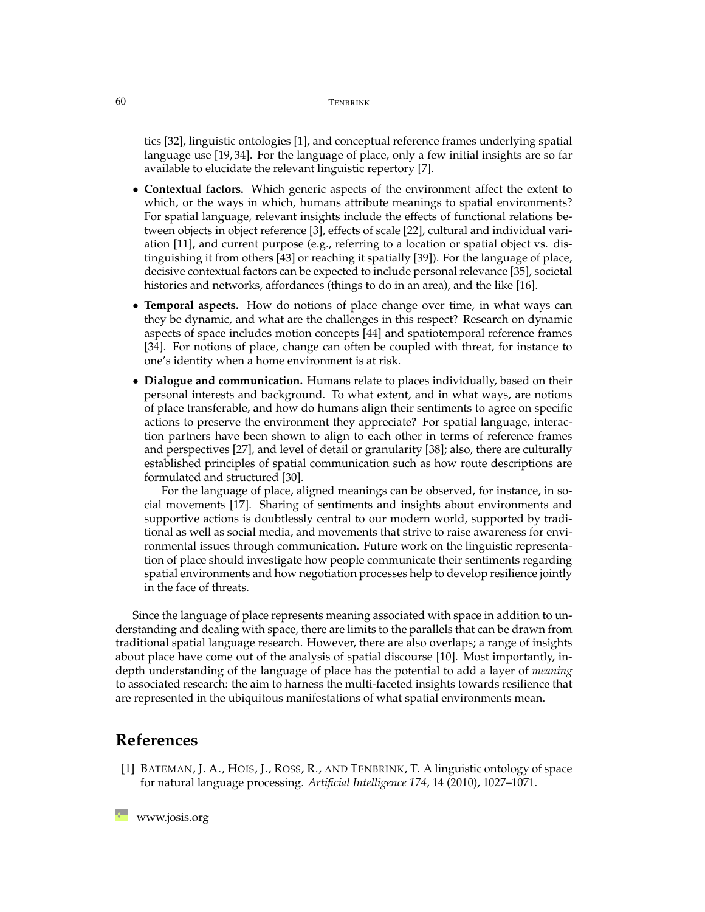tics [32], linguistic ontologies [1], and conceptual reference frames underlying spatial language use [19, 34]. For the language of place, only a few initial insights are so far available to elucidate the relevant linguistic repertory [7].

- **Contextual factors.** Which generic aspects of the environment affect the extent to which, or the ways in which, humans attribute meanings to spatial environments? For spatial language, relevant insights include the effects of functional relations between objects in object reference [3], effects of scale [22], cultural and individual variation [11], and current purpose (e.g., referring to a location or spatial object vs. distinguishing it from others [43] or reaching it spatially [39]). For the language of place, decisive contextual factors can be expected to include personal relevance [35], societal histories and networks, affordances (things to do in an area), and the like [16].

- **Temporal aspects.** How do notions of place change over time, in what ways can they be dynamic, and what are the challenges in this respect? Research on dynamic aspects of space includes motion concepts [44] and spatiotemporal reference frames [34]. For notions of place, change can often be coupled with threat, for instance to one's identity when a home environment is at risk.

- **Dialogue and communication.** Humans relate to places individually, based on their personal interests and background. To what extent, and in what ways, are notions of place transferable, and how do humans align their sentiments to agree on specific actions to preserve the environment they appreciate? For spatial language, interaction partners have been shown to align to each other in terms of reference frames and perspectives [27], and level of detail or granularity [38]; also, there are culturally established principles of spatial communication such as how route descriptions are formulated and structured [30].

  For the language of place, aligned meanings can be observed, for instance, in social movements [17]. Sharing of sentiments and insights about environments and supportive actions is doubtlessly central to our modern world, supported by traditional as well as social media, and movements that strive to raise awareness for environmental issues through communication. Future work on the linguistic representation of place should investigate how people communicate their sentiments regarding spatial environments and how negotiation processes help to develop resilience jointly in the face of threats.

Since the language of place represents meaning associated with space in addition to understanding and dealing with space, there are limits to the parallels that can be drawn from traditional spatial language research. However, there are also overlaps; a range of insights about place have come out of the analysis of spatial discourse [10]. Most importantly, in-depth understanding of the language of place has the potential to add a layer of *meaning* to associated research: the aim to harness the multi-faceted insights towards resilience that are represented in the ubiquitous manifestations of what spatial environments mean.

## References

[1] Bateman, J. A., Hois, J., Ross, R., and Tenbrink, T. A linguistic ontology of space for natural language processing. *Artificial Intelligence 174*, 14 (2010), 1027–1071.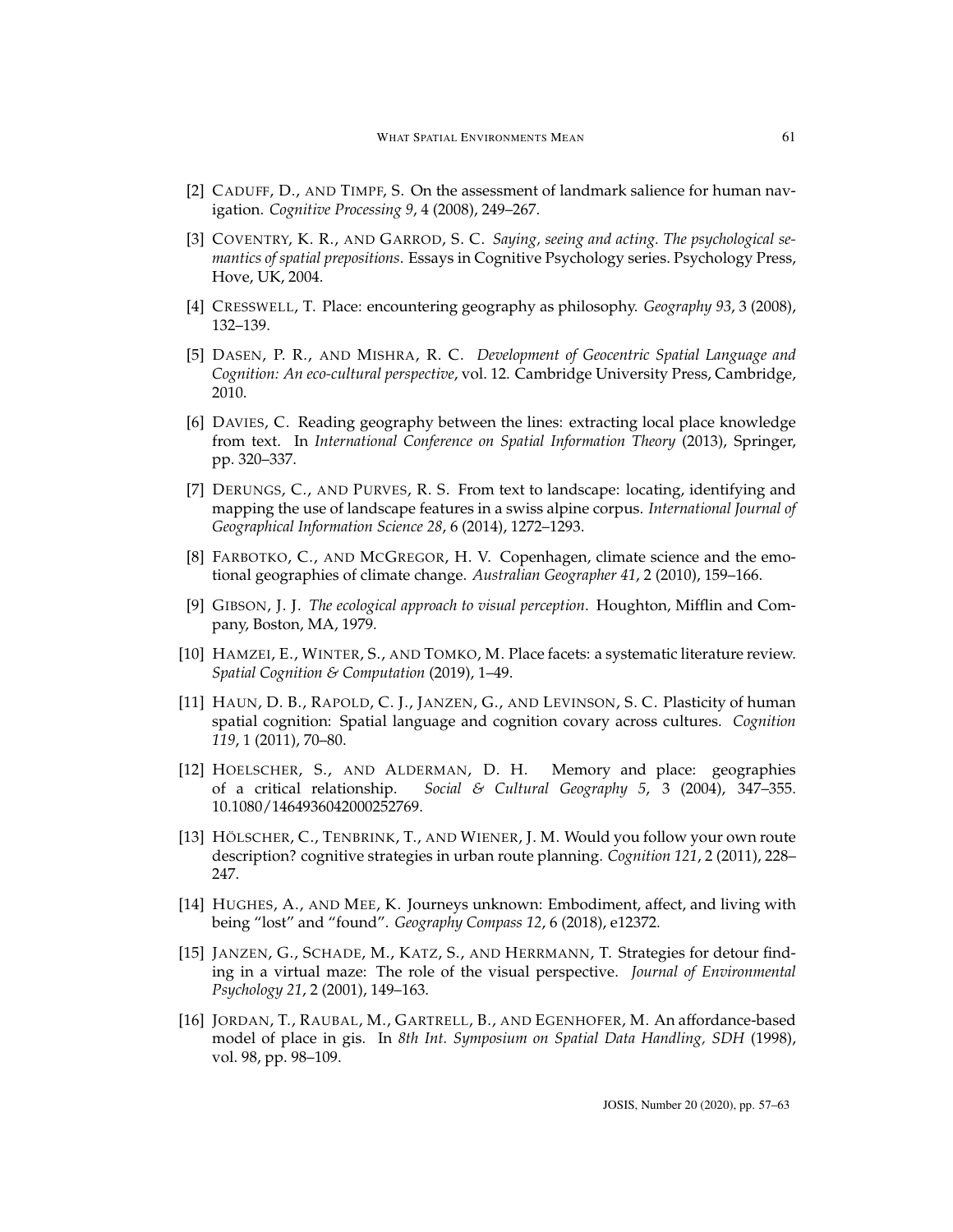[2] Caduff, D., and Timpf, S. On the assessment of landmark salience for human navigation. *Cognitive Processing 9*, 4 (2008), 249–267.

[3] Coventry, K. R., and Garrod, S. C. *Saying, seeing and acting. The psychological semantics of spatial prepositions*. Essays in Cognitive Psychology series. Psychology Press, Hove, UK, 2004.

[4] Cresswell, T. Place: encountering geography as philosophy. *Geography 93*, 3 (2008), 132–139.

[5] Dasen, P. R., and Mishra, R. C. *Development of Geocentric Spatial Language and Cognition: An eco-cultural perspective*, vol. 12. Cambridge University Press, Cambridge, 2010.

[6] Davies, C. Reading geography between the lines: extracting local place knowledge from text. In *International Conference on Spatial Information Theory* (2013), Springer, pp. 320–337.

[7] Derungs, C., and Purves, R. S. From text to landscape: locating, identifying and mapping the use of landscape features in a swiss alpine corpus. *International Journal of Geographical Information Science 28*, 6 (2014), 1272–1293.

[8] Farbotko, C., and McGregor, H. V. Copenhagen, climate science and the emotional geographies of climate change. *Australian Geographer 41*, 2 (2010), 159–166.

[9] Gibson, J. J. *The ecological approach to visual perception*. Houghton, Mifflin and Company, Boston, MA, 1979.

[10] Hamzei, E., Winter, S., and Tomko, M. Place facets: a systematic literature review. *Spatial Cognition & Computation* (2019), 1–49.

[11] Haun, D. B., Rapold, C. J., Janzen, G., and Levinson, S. C. Plasticity of human spatial cognition: Spatial language and cognition covary across cultures. *Cognition 119*, 1 (2011), 70–80.

[12] Hoelscher, S., and Alderman, D. H. Memory and place: geographies of a critical relationship. *Social & Cultural Geography 5*, 3 (2004), 347–355. 10.1080/1464936042000252769.

[13] Hölscher, C., Tenbrink, T., and Wiener, J. M. Would you follow your own route description? cognitive strategies in urban route planning. *Cognition 121*, 2 (2011), 228–247.

[14] Hughes, A., and Mee, K. Journeys unknown: Embodiment, affect, and living with being "lost" and "found". *Geography Compass 12*, 6 (2018), e12372.

[15] Janzen, G., Schade, M., Katz, S., and Herrmann, T. Strategies for detour finding in a virtual maze: The role of the visual perspective. *Journal of Environmental Psychology 21*, 2 (2001), 149–163.

[16] Jordan, T., Raubal, M., Gartrell, B., and Egenhofer, M. An affordance-based model of place in gis. In *8th Int. Symposium on Spatial Data Handling, SDH* (1998), vol. 98, pp. 98–109.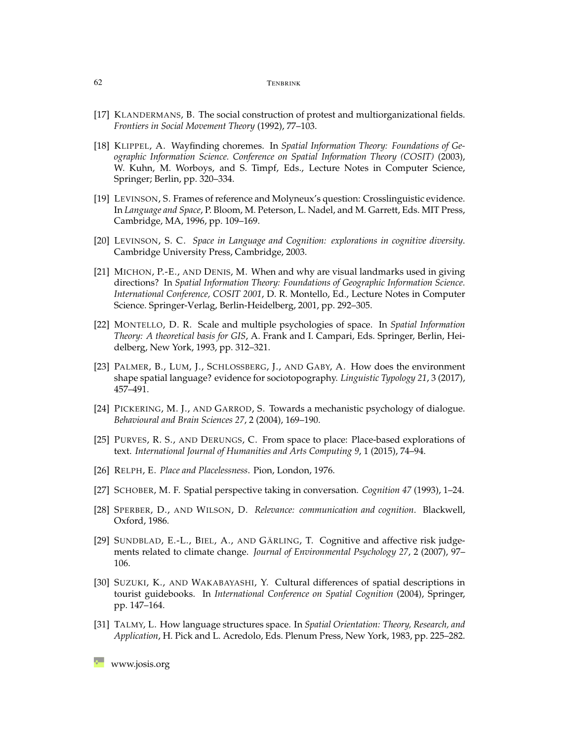[17] KLANDERMANS, B. The social construction of protest and multiorganizational fields. *Frontiers in Social Movement Theory* (1992), 77–103.

[18] KLIPPEL, A. Wayfinding choremes. In *Spatial Information Theory: Foundations of Geographic Information Science. Conference on Spatial Information Theory (COSIT)* (2003), W. Kuhn, M. Worboys, and S. Timpf, Eds., Lecture Notes in Computer Science, Springer; Berlin, pp. 320–334.

[19] LEVINSON, S. Frames of reference and Molyneux's question: Crosslinguistic evidence. In *Language and Space*, P. Bloom, M. Peterson, L. Nadel, and M. Garrett, Eds. MIT Press, Cambridge, MA, 1996, pp. 109–169.

[20] LEVINSON, S. C. *Space in Language and Cognition: explorations in cognitive diversity*. Cambridge University Press, Cambridge, 2003.

[21] MICHON, P.-E., AND DENIS, M. When and why are visual landmarks used in giving directions? In *Spatial Information Theory: Foundations of Geographic Information Science. International Conference, COSIT 2001*, D. R. Montello, Ed., Lecture Notes in Computer Science. Springer-Verlag, Berlin-Heidelberg, 2001, pp. 292–305.

[22] MONTELLO, D. R. Scale and multiple psychologies of space. In *Spatial Information Theory: A theoretical basis for GIS*, A. Frank and I. Campari, Eds. Springer, Berlin, Heidelberg, New York, 1993, pp. 312–321.

[23] PALMER, B., LUM, J., SCHLOSSBERG, J., AND GABY, A. How does the environment shape spatial language? evidence for sociotopography. *Linguistic Typology 21*, 3 (2017), 457–491.

[24] PICKERING, M. J., AND GARROD, S. Towards a mechanistic psychology of dialogue. *Behavioural and Brain Sciences 27*, 2 (2004), 169–190.

[25] PURVES, R. S., AND DERUNGS, C. From space to place: Place-based explorations of text. *International Journal of Humanities and Arts Computing 9*, 1 (2015), 74–94.

[26] RELPH, E. *Place and Placelessness*. Pion, London, 1976.

[27] SCHOBER, M. F. Spatial perspective taking in conversation. *Cognition 47* (1993), 1–24.

[28] SPERBER, D., AND WILSON, D. *Relevance: communication and cognition*. Blackwell, Oxford, 1986.

[29] SUNDBLAD, E.-L., BIEL, A., AND GÄRLING, T. Cognitive and affective risk judgements related to climate change. *Journal of Environmental Psychology 27*, 2 (2007), 97–106.

[30] SUZUKI, K., AND WAKABAYASHI, Y. Cultural differences of spatial descriptions in tourist guidebooks. In *International Conference on Spatial Cognition* (2004), Springer, pp. 147–164.

[31] TALMY, L. How language structures space. In *Spatial Orientation: Theory, Research, and Application*, H. Pick and L. Acredolo, Eds. Plenum Press, New York, 1983, pp. 225–282.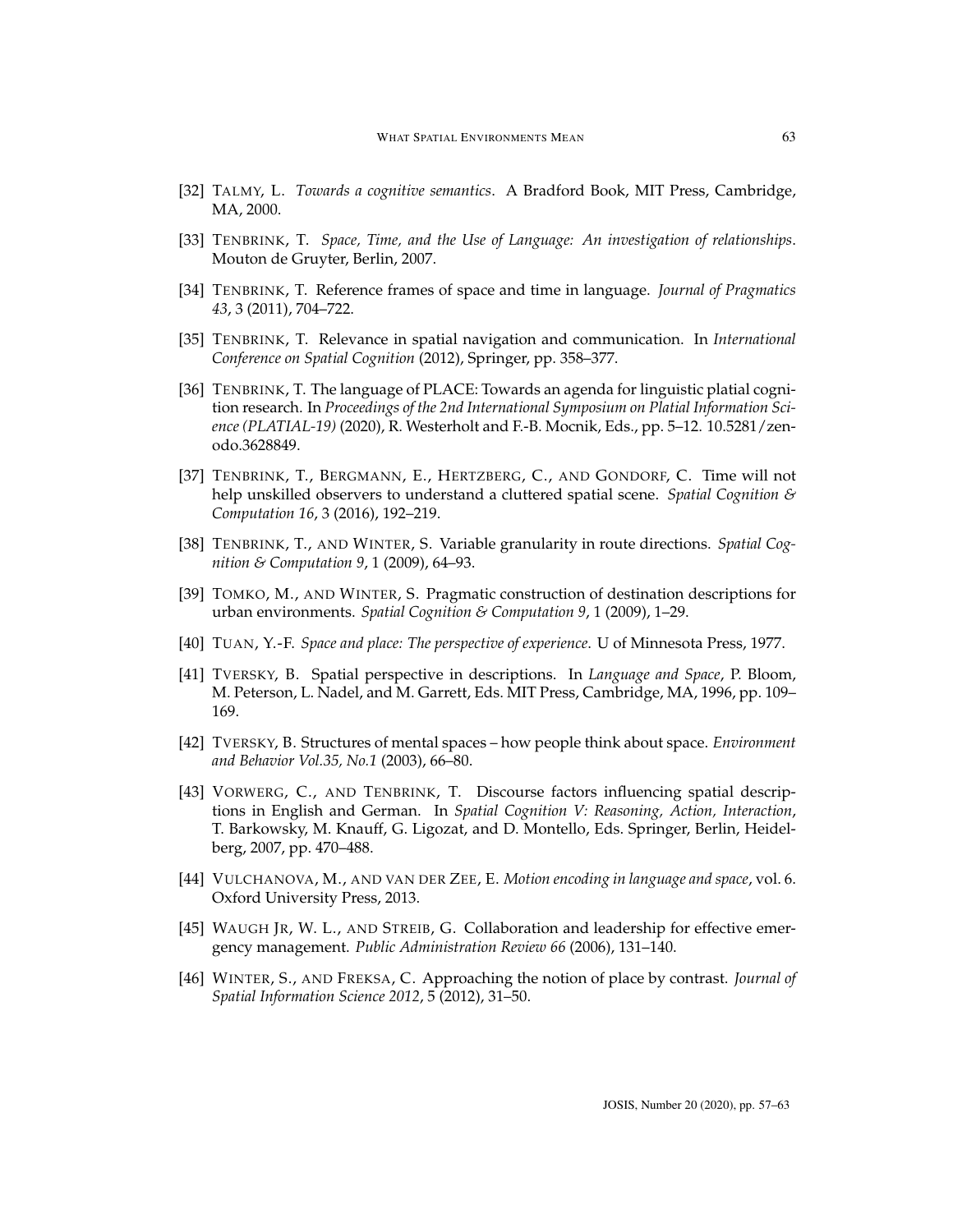[32] Talmy, L. *Towards a cognitive semantics*. A Bradford Book, MIT Press, Cambridge, MA, 2000.

[33] Tenbrink, T. *Space, Time, and the Use of Language: An investigation of relationships*. Mouton de Gruyter, Berlin, 2007.

[34] Tenbrink, T. Reference frames of space and time in language. *Journal of Pragmatics 43*, 3 (2011), 704–722.

[35] Tenbrink, T. Relevance in spatial navigation and communication. In *International Conference on Spatial Cognition* (2012), Springer, pp. 358–377.

[36] Tenbrink, T. The language of PLACE: Towards an agenda for linguistic platial cognition research. In *Proceedings of the 2nd International Symposium on Platial Information Science (PLATIAL-19)* (2020), R. Westerholt and F.-B. Mocnik, Eds., pp. 5–12. 10.5281/zenodo.3628849.

[37] Tenbrink, T., Bergmann, E., Hertzberg, C., and Gondorf, C. Time will not help unskilled observers to understand a cluttered spatial scene. *Spatial Cognition & Computation 16*, 3 (2016), 192–219.

[38] Tenbrink, T., and Winter, S. Variable granularity in route directions. *Spatial Cognition & Computation 9*, 1 (2009), 64–93.

[39] Tomko, M., and Winter, S. Pragmatic construction of destination descriptions for urban environments. *Spatial Cognition & Computation 9*, 1 (2009), 1–29.

[40] Tuan, Y.-F. *Space and place: The perspective of experience*. U of Minnesota Press, 1977.

[41] Tversky, B. Spatial perspective in descriptions. In *Language and Space*, P. Bloom, M. Peterson, L. Nadel, and M. Garrett, Eds. MIT Press, Cambridge, MA, 1996, pp. 109–169.

[42] Tversky, B. Structures of mental spaces – how people think about space. *Environment and Behavior Vol.35, No.1* (2003), 66–80.

[43] Vorwerg, C., and Tenbrink, T. Discourse factors influencing spatial descriptions in English and German. In *Spatial Cognition V: Reasoning, Action, Interaction*, T. Barkowsky, M. Knauff, G. Ligozat, and D. Montello, Eds. Springer, Berlin, Heidelberg, 2007, pp. 470–488.

[44] Vulchanova, M., and van der Zee, E. *Motion encoding in language and space*, vol. 6. Oxford University Press, 2013.

[45] Waugh Jr, W. L., and Streib, G. Collaboration and leadership for effective emergency management. *Public Administration Review 66* (2006), 131–140.

[46] Winter, S., and Freksa, C. Approaching the notion of place by contrast. *Journal of Spatial Information Science 2012*, 5 (2012), 31–50.